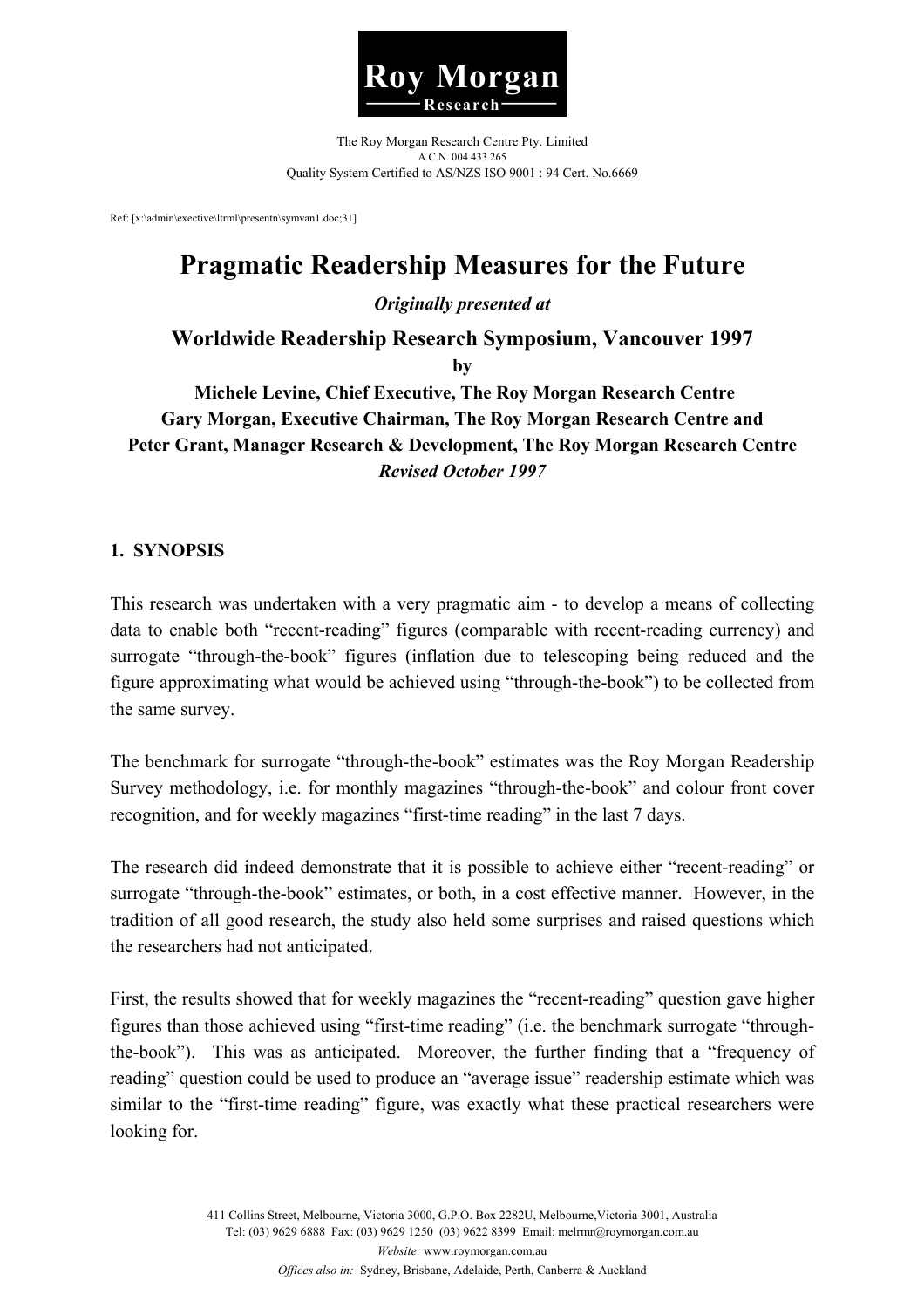**Roy Morgan Research**

The Roy Morgan Research Centre Pty. Limited
A.C.N. 004 433 265
Quality System Certified to AS/NZS ISO 9001 : 94 Cert. No.6669

Ref: [x:\admin\executive\ltrml\presentn\symvan1.doc;31]

# Pragmatic Readership Measures for the Future

***Originally presented at***

**Worldwide Readership Research Symposium, Vancouver 1997**

**by**

**Michele Levine, Chief Executive, The Roy Morgan Research Centre**
**Gary Morgan, Executive Chairman, The Roy Morgan Research Centre and**
**Peter Grant, Manager Research & Development, The Roy Morgan Research Centre**
***Revised October 1997***

## 1. SYNOPSIS

This research was undertaken with a very pragmatic aim - to develop a means of collecting data to enable both "recent-reading" figures (comparable with recent-reading currency) and surrogate "through-the-book" figures (inflation due to telescoping being reduced and the figure approximating what would be achieved using "through-the-book") to be collected from the same survey.

The benchmark for surrogate "through-the-book" estimates was the Roy Morgan Readership Survey methodology, i.e. for monthly magazines "through-the-book" and colour front cover recognition, and for weekly magazines "first-time reading" in the last 7 days.

The research did indeed demonstrate that it is possible to achieve either "recent-reading" or surrogate "through-the-book" estimates, or both, in a cost effective manner. However, in the tradition of all good research, the study also held some surprises and raised questions which the researchers had not anticipated.

First, the results showed that for weekly magazines the "recent-reading" question gave higher figures than those achieved using "first-time reading" (i.e. the benchmark surrogate "through-the-book"). This was as anticipated. Moreover, the further finding that a "frequency of reading" question could be used to produce an "average issue" readership estimate which was similar to the "first-time reading" figure, was exactly what these practical researchers were looking for.

411 Collins Street, Melbourne, Victoria 3000, G.P.O. Box 2282U, Melbourne,Victoria 3001, Australia
Tel: (03) 9629 6888 Fax: (03) 9629 1250 (03) 9622 8399 Email: melrmr@roymorgan.com.au
*Website:* www.roymorgan.com.au
*Offices also in:* Sydney, Brisbane, Adelaide, Perth, Canberra & Auckland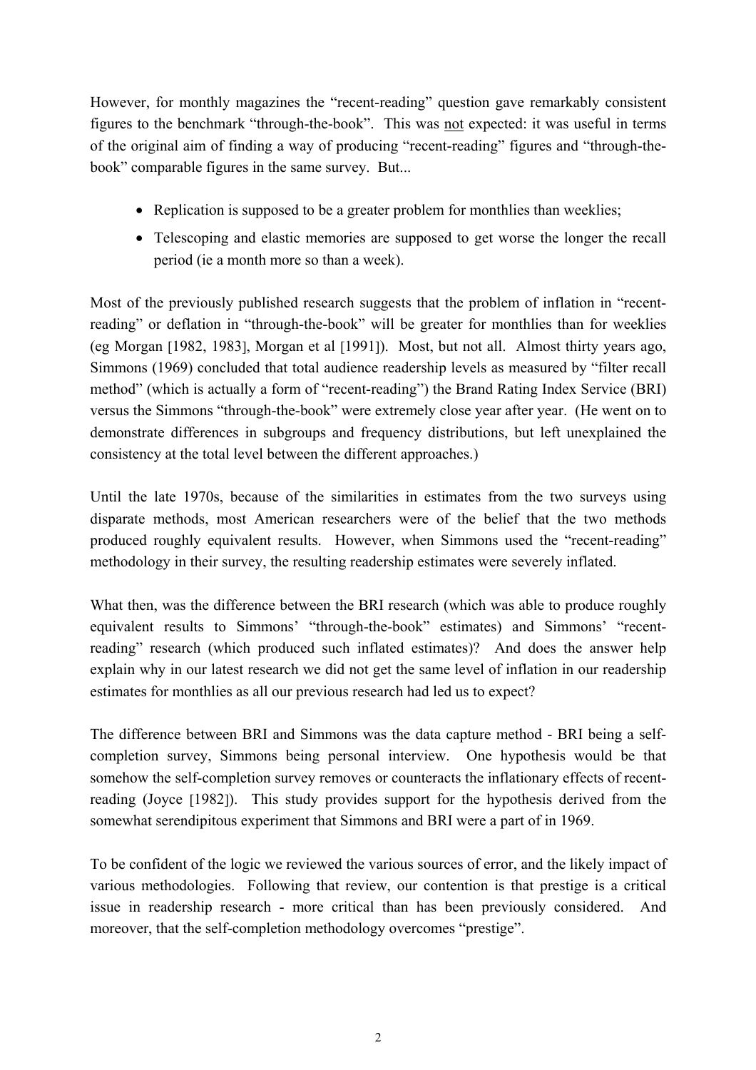However, for monthly magazines the "recent-reading" question gave remarkably consistent figures to the benchmark "through-the-book". This was <u>not</u> expected: it was useful in terms of the original aim of finding a way of producing "recent-reading" figures and "through-the-book" comparable figures in the same survey. But...

- Replication is supposed to be a greater problem for monthlies than weeklies;
- Telescoping and elastic memories are supposed to get worse the longer the recall period (ie a month more so than a week).

Most of the previously published research suggests that the problem of inflation in "recent-reading" or deflation in "through-the-book" will be greater for monthlies than for weeklies (eg Morgan [1982, 1983], Morgan et al [1991]). Most, but not all. Almost thirty years ago, Simmons (1969) concluded that total audience readership levels as measured by "filter recall method" (which is actually a form of "recent-reading") the Brand Rating Index Service (BRI) versus the Simmons "through-the-book" were extremely close year after year. (He went on to demonstrate differences in subgroups and frequency distributions, but left unexplained the consistency at the total level between the different approaches.)

Until the late 1970s, because of the similarities in estimates from the two surveys using disparate methods, most American researchers were of the belief that the two methods produced roughly equivalent results. However, when Simmons used the "recent-reading" methodology in their survey, the resulting readership estimates were severely inflated.

What then, was the difference between the BRI research (which was able to produce roughly equivalent results to Simmons' "through-the-book" estimates) and Simmons' "recent-reading" research (which produced such inflated estimates)? And does the answer help explain why in our latest research we did not get the same level of inflation in our readership estimates for monthlies as all our previous research had led us to expect?

The difference between BRI and Simmons was the data capture method - BRI being a self-completion survey, Simmons being personal interview. One hypothesis would be that somehow the self-completion survey removes or counteracts the inflationary effects of recent-reading (Joyce [1982]). This study provides support for the hypothesis derived from the somewhat serendipitous experiment that Simmons and BRI were a part of in 1969.

To be confident of the logic we reviewed the various sources of error, and the likely impact of various methodologies. Following that review, our contention is that prestige is a critical issue in readership research - more critical than has been previously considered. And moreover, that the self-completion methodology overcomes "prestige".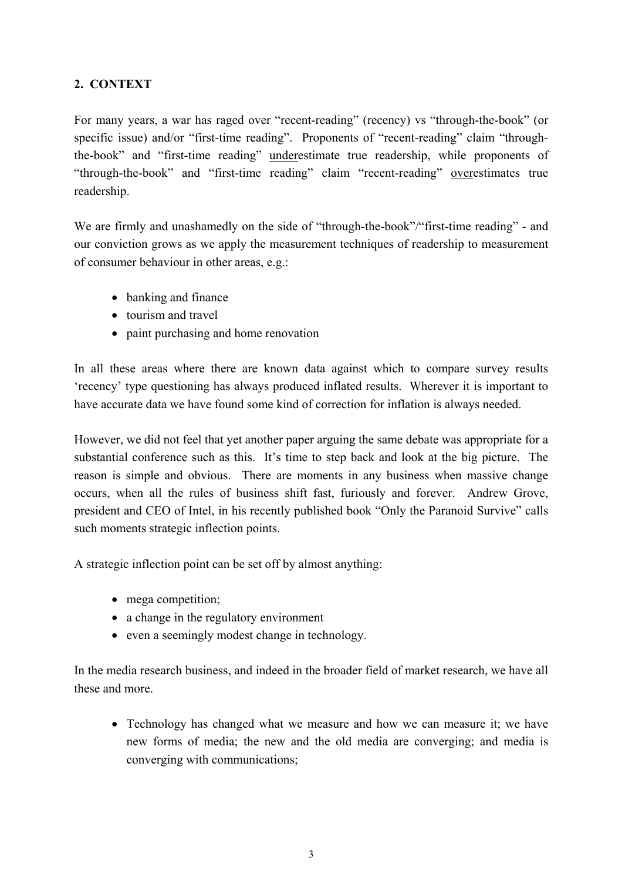## 2. CONTEXT

For many years, a war has raged over "recent-reading" (recency) vs "through-the-book" (or specific issue) and/or "first-time reading". Proponents of "recent-reading" claim "through-the-book" and "first-time reading" <u>under</u>estimate true readership, while proponents of "through-the-book" and "first-time reading" claim "recent-reading" <u>over</u>estimates true readership.

We are firmly and unashamedly on the side of "through-the-book"/"first-time reading" - and our conviction grows as we apply the measurement techniques of readership to measurement of consumer behaviour in other areas, e.g.:

- banking and finance
- tourism and travel
- paint purchasing and home renovation

In all these areas where there are known data against which to compare survey results 'recency' type questioning has always produced inflated results. Wherever it is important to have accurate data we have found some kind of correction for inflation is always needed.

However, we did not feel that yet another paper arguing the same debate was appropriate for a substantial conference such as this. It's time to step back and look at the big picture. The reason is simple and obvious. There are moments in any business when massive change occurs, when all the rules of business shift fast, furiously and forever. Andrew Grove, president and CEO of Intel, in his recently published book "Only the Paranoid Survive" calls such moments strategic inflection points.

A strategic inflection point can be set off by almost anything:

- mega competition;
- a change in the regulatory environment
- even a seemingly modest change in technology.

In the media research business, and indeed in the broader field of market research, we have all these and more.

- Technology has changed what we measure and how we can measure it; we have new forms of media; the new and the old media are converging; and media is converging with communications;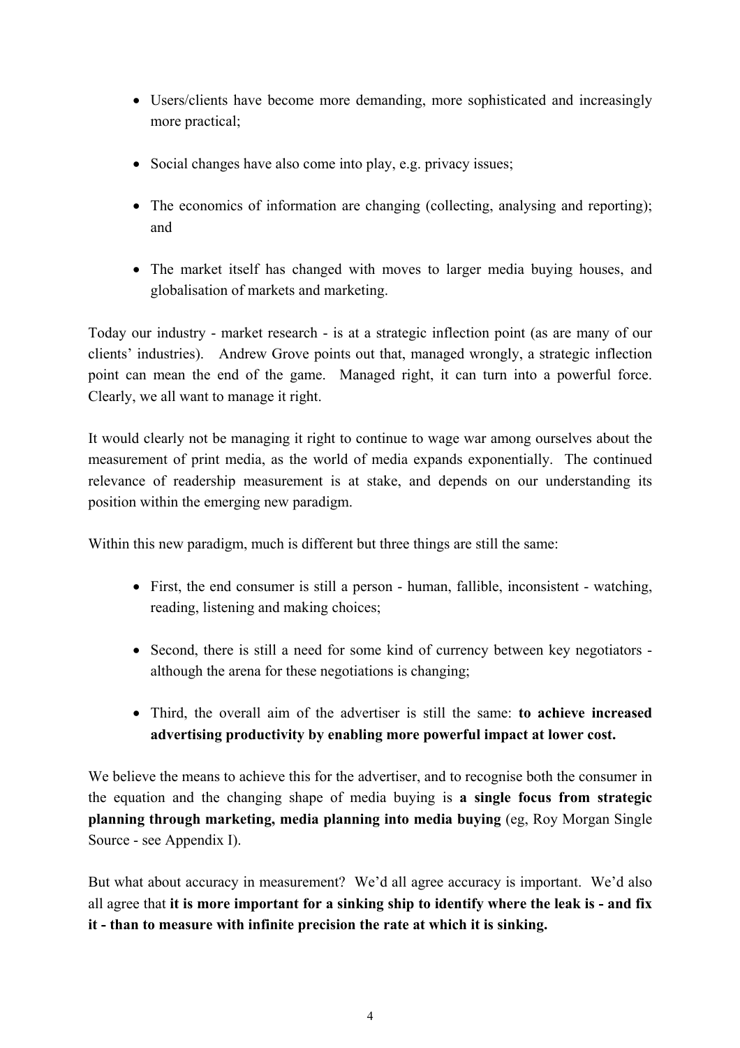- Users/clients have become more demanding, more sophisticated and increasingly more practical;

- Social changes have also come into play, e.g. privacy issues;

- The economics of information are changing (collecting, analysing and reporting); and

- The market itself has changed with moves to larger media buying houses, and globalisation of markets and marketing.

Today our industry - market research - is at a strategic inflection point (as are many of our clients' industries). Andrew Grove points out that, managed wrongly, a strategic inflection point can mean the end of the game. Managed right, it can turn into a powerful force. Clearly, we all want to manage it right.

It would clearly not be managing it right to continue to wage war among ourselves about the measurement of print media, as the world of media expands exponentially. The continued relevance of readership measurement is at stake, and depends on our understanding its position within the emerging new paradigm.

Within this new paradigm, much is different but three things are still the same:

- First, the end consumer is still a person - human, fallible, inconsistent - watching, reading, listening and making choices;

- Second, there is still a need for some kind of currency between key negotiators - although the arena for these negotiations is changing;

- Third, the overall aim of the advertiser is still the same: **to achieve increased advertising productivity by enabling more powerful impact at lower cost.**

We believe the means to achieve this for the advertiser, and to recognise both the consumer in the equation and the changing shape of media buying is **a single focus from strategic planning through marketing, media planning into media buying** (eg, Roy Morgan Single Source - see Appendix I).

But what about accuracy in measurement? We'd all agree accuracy is important. We'd also all agree that **it is more important for a sinking ship to identify where the leak is - and fix it - than to measure with infinite precision the rate at which it is sinking.**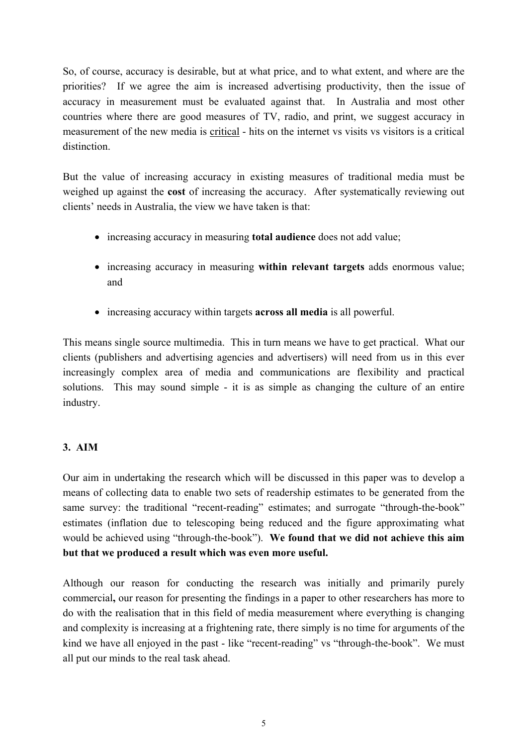So, of course, accuracy is desirable, but at what price, and to what extent, and where are the priorities? If we agree the aim is increased advertising productivity, then the issue of accuracy in measurement must be evaluated against that. In Australia and most other countries where there are good measures of TV, radio, and print, we suggest accuracy in measurement of the new media is <u>critical</u> - hits on the internet vs visits vs visitors is a critical distinction.

But the value of increasing accuracy in existing measures of traditional media must be weighed up against the **cost** of increasing the accuracy. After systematically reviewing out clients' needs in Australia, the view we have taken is that:

- increasing accuracy in measuring **total audience** does not add value;
- increasing accuracy in measuring **within relevant targets** adds enormous value; and
- increasing accuracy within targets **across all media** is all powerful.

This means single source multimedia. This in turn means we have to get practical. What our clients (publishers and advertising agencies and advertisers) will need from us in this ever increasingly complex area of media and communications are flexibility and practical solutions. This may sound simple - it is as simple as changing the culture of an entire industry.

## 3. AIM

Our aim in undertaking the research which will be discussed in this paper was to develop a means of collecting data to enable two sets of readership estimates to be generated from the same survey: the traditional "recent-reading" estimates; and surrogate "through-the-book" estimates (inflation due to telescoping being reduced and the figure approximating what would be achieved using "through-the-book"). **We found that we did not achieve this aim but that we produced a result which was even more useful.**

Although our reason for conducting the research was initially and primarily purely commercial**,** our reason for presenting the findings in a paper to other researchers has more to do with the realisation that in this field of media measurement where everything is changing and complexity is increasing at a frightening rate, there simply is no time for arguments of the kind we have all enjoyed in the past - like "recent-reading" vs "through-the-book". We must all put our minds to the real task ahead.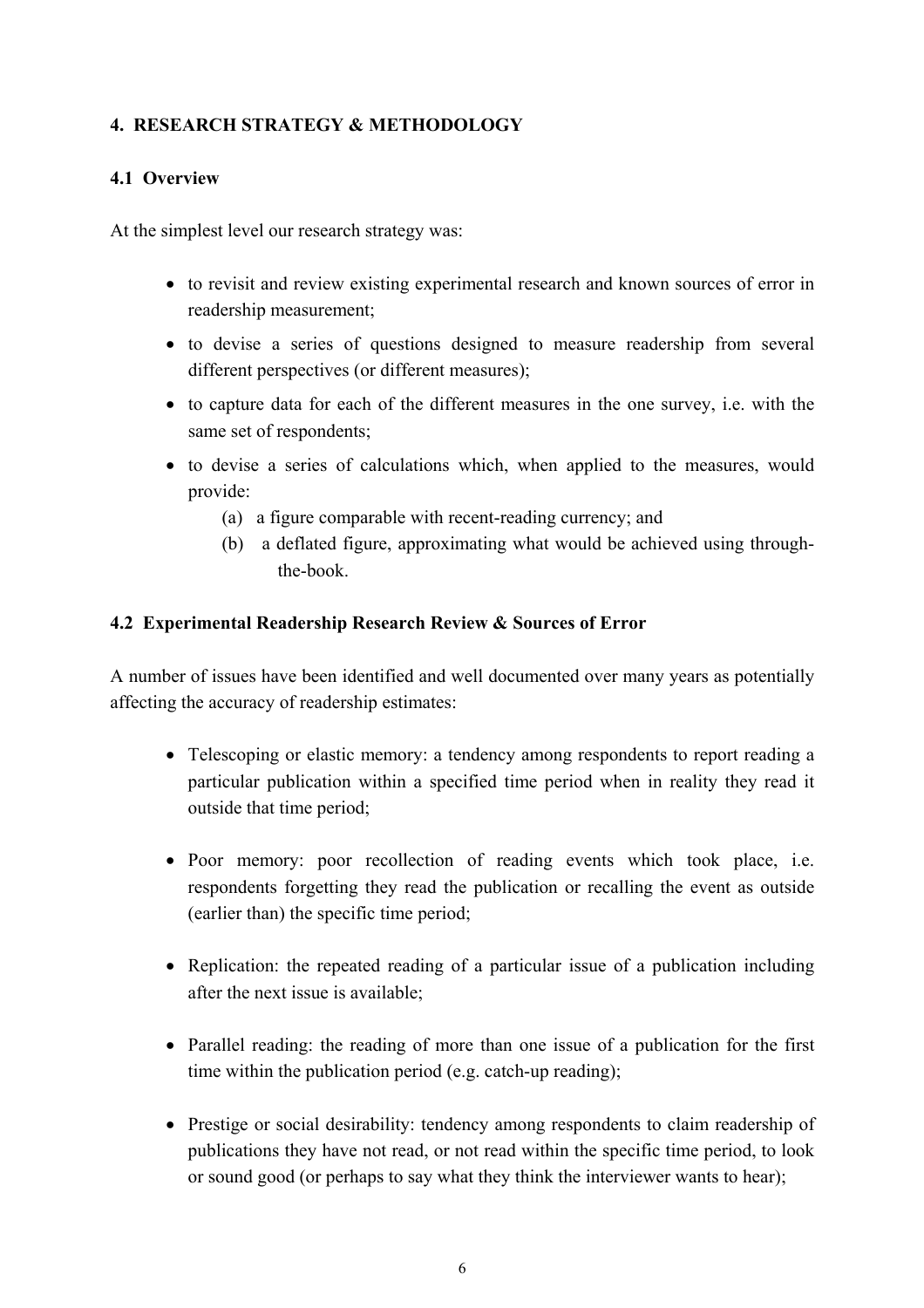## 4. RESEARCH STRATEGY & METHODOLOGY

### 4.1 Overview

At the simplest level our research strategy was:

- to revisit and review existing experimental research and known sources of error in readership measurement;
- to devise a series of questions designed to measure readership from several different perspectives (or different measures);
- to capture data for each of the different measures in the one survey, i.e. with the same set of respondents;
- to devise a series of calculations which, when applied to the measures, would provide:
  - (a) a figure comparable with recent-reading currency; and
  - (b) a deflated figure, approximating what would be achieved using through-the-book.

### 4.2 Experimental Readership Research Review & Sources of Error

A number of issues have been identified and well documented over many years as potentially affecting the accuracy of readership estimates:

- Telescoping or elastic memory: a tendency among respondents to report reading a particular publication within a specified time period when in reality they read it outside that time period;
- Poor memory: poor recollection of reading events which took place, i.e. respondents forgetting they read the publication or recalling the event as outside (earlier than) the specific time period;
- Replication: the repeated reading of a particular issue of a publication including after the next issue is available;
- Parallel reading: the reading of more than one issue of a publication for the first time within the publication period (e.g. catch-up reading);
- Prestige or social desirability: tendency among respondents to claim readership of publications they have not read, or not read within the specific time period, to look or sound good (or perhaps to say what they think the interviewer wants to hear);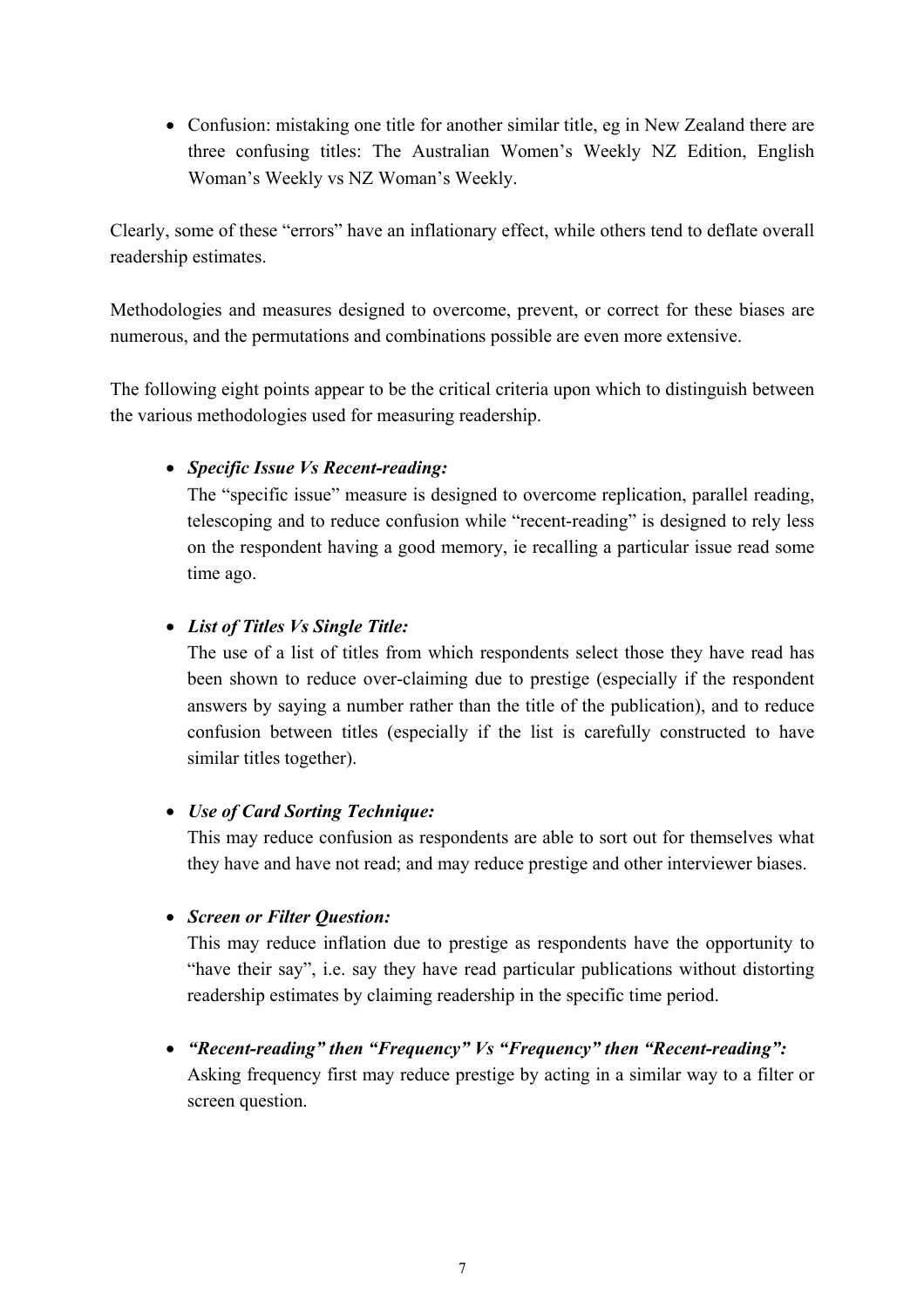- Confusion: mistaking one title for another similar title, eg in New Zealand there are three confusing titles: The Australian Women's Weekly NZ Edition, English Woman's Weekly vs NZ Woman's Weekly.

Clearly, some of these "errors" have an inflationary effect, while others tend to deflate overall readership estimates.

Methodologies and measures designed to overcome, prevent, or correct for these biases are numerous, and the permutations and combinations possible are even more extensive.

The following eight points appear to be the critical criteria upon which to distinguish between the various methodologies used for measuring readership.

- ***Specific Issue Vs Recent-reading:***
  The "specific issue" measure is designed to overcome replication, parallel reading, telescoping and to reduce confusion while "recent-reading" is designed to rely less on the respondent having a good memory, ie recalling a particular issue read some time ago.

- ***List of Titles Vs Single Title:***
  The use of a list of titles from which respondents select those they have read has been shown to reduce over-claiming due to prestige (especially if the respondent answers by saying a number rather than the title of the publication), and to reduce confusion between titles (especially if the list is carefully constructed to have similar titles together).

- ***Use of Card Sorting Technique:***
  This may reduce confusion as respondents are able to sort out for themselves what they have and have not read; and may reduce prestige and other interviewer biases.

- ***Screen or Filter Question:***
  This may reduce inflation due to prestige as respondents have the opportunity to "have their say", i.e. say they have read particular publications without distorting readership estimates by claiming readership in the specific time period.

- ***"Recent-reading" then "Frequency" Vs "Frequency" then "Recent-reading":***
  Asking frequency first may reduce prestige by acting in a similar way to a filter or screen question.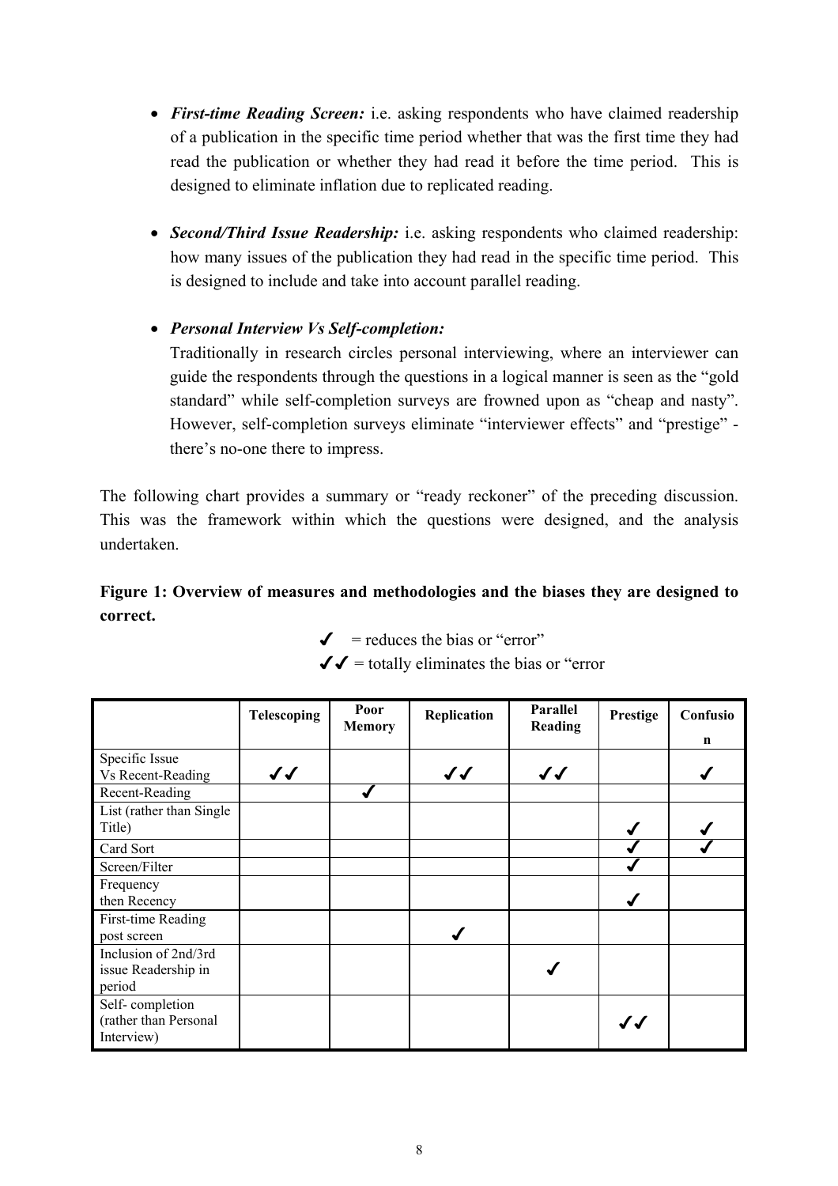- ***First-time Reading Screen:*** i.e. asking respondents who have claimed readership of a publication in the specific time period whether that was the first time they had read the publication or whether they had read it before the time period. This is designed to eliminate inflation due to replicated reading.

- ***Second/Third Issue Readership:*** i.e. asking respondents who claimed readership: how many issues of the publication they had read in the specific time period. This is designed to include and take into account parallel reading.

- ***Personal Interview Vs Self-completion:***
  Traditionally in research circles personal interviewing, where an interviewer can guide the respondents through the questions in a logical manner is seen as the "gold standard" while self-completion surveys are frowned upon as "cheap and nasty". However, self-completion surveys eliminate "interviewer effects" and "prestige" - there's no-one there to impress.

The following chart provides a summary or "ready reckoner" of the preceding discussion. This was the framework within which the questions were designed, and the analysis undertaken.

**Figure 1: Overview of measures and methodologies and the biases they are designed to correct.**

✓ = reduces the bias or "error"
✓✓ = totally eliminates the bias or "error

| | Telescoping | Poor Memory | Replication | Parallel Reading | Prestige | Confusion |
|---|---|---|---|---|---|---|
| Specific Issue Vs Recent-Reading | ✓✓ | | ✓✓ | ✓✓ | | ✓ |
| Recent-Reading | | ✓ | | | | |
| List (rather than Single Title) | | | | | ✓ | ✓ |
| Card Sort | | | | | ✓ | ✓ |
| Screen/Filter | | | | | ✓ | |
| Frequency then Recency | | | | | ✓ | |
| First-time Reading post screen | | | ✓ | | | |
| Inclusion of 2nd/3rd issue Readership in period | | | | ✓ | | |
| Self- completion (rather than Personal Interview) | | | | | ✓✓ | |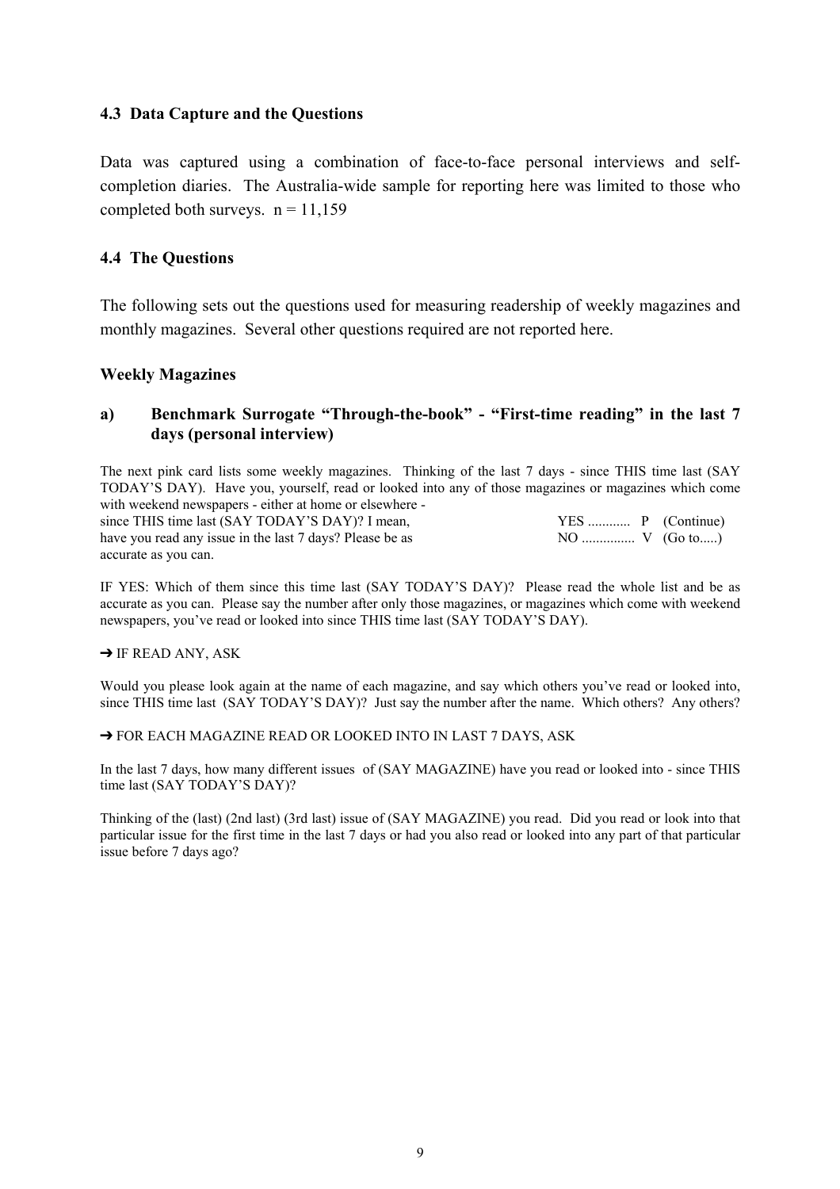### 4.3 Data Capture and the Questions

Data was captured using a combination of face-to-face personal interviews and self-completion diaries. The Australia-wide sample for reporting here was limited to those who completed both surveys. n = 11,159

### 4.4 The Questions

The following sets out the questions used for measuring readership of weekly magazines and monthly magazines. Several other questions required are not reported here.

**Weekly Magazines**

**a) Benchmark Surrogate "Through-the-book" - "First-time reading" in the last 7 days (personal interview)**

The next pink card lists some weekly magazines. Thinking of the last 7 days - since THIS time last (SAY TODAY'S DAY). Have you, yourself, read or looked into any of those magazines or magazines which come with weekend newspapers - either at home or elsewhere - since THIS time last (SAY TODAY'S DAY)? I mean, have you read any issue in the last 7 days? Please be as accurate as you can.

YES ............ P (Continue)
NO ............... V (Go to.....)

IF YES: Which of them since this time last (SAY TODAY'S DAY)? Please read the whole list and be as accurate as you can. Please say the number after only those magazines, or magazines which come with weekend newspapers, you've read or looked into since THIS time last (SAY TODAY'S DAY).

➔ IF READ ANY, ASK

Would you please look again at the name of each magazine, and say which others you've read or looked into, since THIS time last (SAY TODAY'S DAY)? Just say the number after the name. Which others? Any others?

➔ FOR EACH MAGAZINE READ OR LOOKED INTO IN LAST 7 DAYS, ASK

In the last 7 days, how many different issues of (SAY MAGAZINE) have you read or looked into - since THIS time last (SAY TODAY'S DAY)?

Thinking of the (last) (2nd last) (3rd last) issue of (SAY MAGAZINE) you read. Did you read or look into that particular issue for the first time in the last 7 days or had you also read or looked into any part of that particular issue before 7 days ago?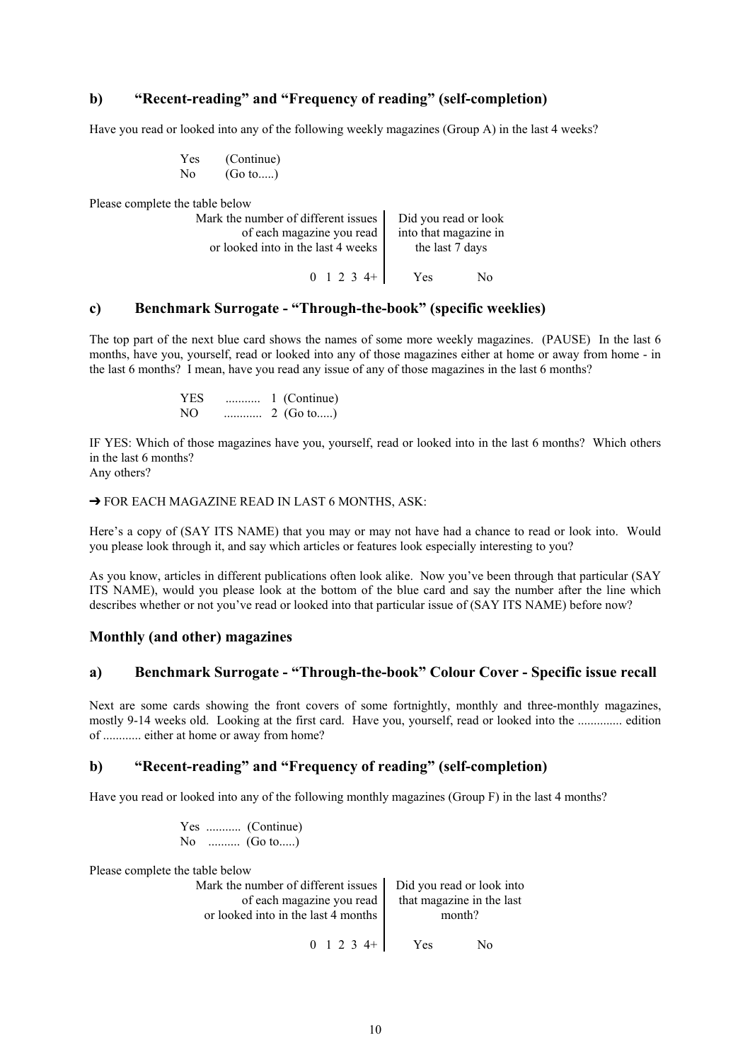### b) "Recent-reading" and "Frequency of reading" (self-completion)

Have you read or looked into any of the following weekly magazines (Group A) in the last 4 weeks?

Yes (Continue)
No (Go to.....)

Please complete the table below

| Mark the number of different issues of each magazine you read or looked into in the last 4 weeks | Did you read or look into that magazine in the last 7 days | |
|---|---|---|
| 0 1 2 3 4+ | Yes | No |

### c) Benchmark Surrogate - "Through-the-book" (specific weeklies)

The top part of the next blue card shows the names of some more weekly magazines. (PAUSE) In the last 6 months, have you, yourself, read or looked into any of those magazines either at home or away from home - in the last 6 months? I mean, have you read any issue of any of those magazines in the last 6 months?

YES ........... 1 (Continue)
NO ............ 2 (Go to.....)

IF YES: Which of those magazines have you, yourself, read or looked into in the last 6 months? Which others in the last 6 months?
Any others?

➔ FOR EACH MAGAZINE READ IN LAST 6 MONTHS, ASK:

Here's a copy of (SAY ITS NAME) that you may or may not have had a chance to read or look into. Would you please look through it, and say which articles or features look especially interesting to you?

As you know, articles in different publications often look alike. Now you've been through that particular (SAY ITS NAME), would you please look at the bottom of the blue card and say the number after the line which describes whether or not you've read or looked into that particular issue of (SAY ITS NAME) before now?

## Monthly (and other) magazines

### a) Benchmark Surrogate - "Through-the-book" Colour Cover - Specific issue recall

Next are some cards showing the front covers of some fortnightly, monthly and three-monthly magazines, mostly 9-14 weeks old. Looking at the first card. Have you, yourself, read or looked into the .............. edition of ............ either at home or away from home?

### b) "Recent-reading" and "Frequency of reading" (self-completion)

Have you read or looked into any of the following monthly magazines (Group F) in the last 4 months?

Yes ........... (Continue)
No .......... (Go to.....)

Please complete the table below

| Mark the number of different issues of each magazine you read or looked into in the last 4 months | Did you read or look into that magazine in the last month? | |
|---|---|---|
| 0 1 2 3 4+ | Yes | No |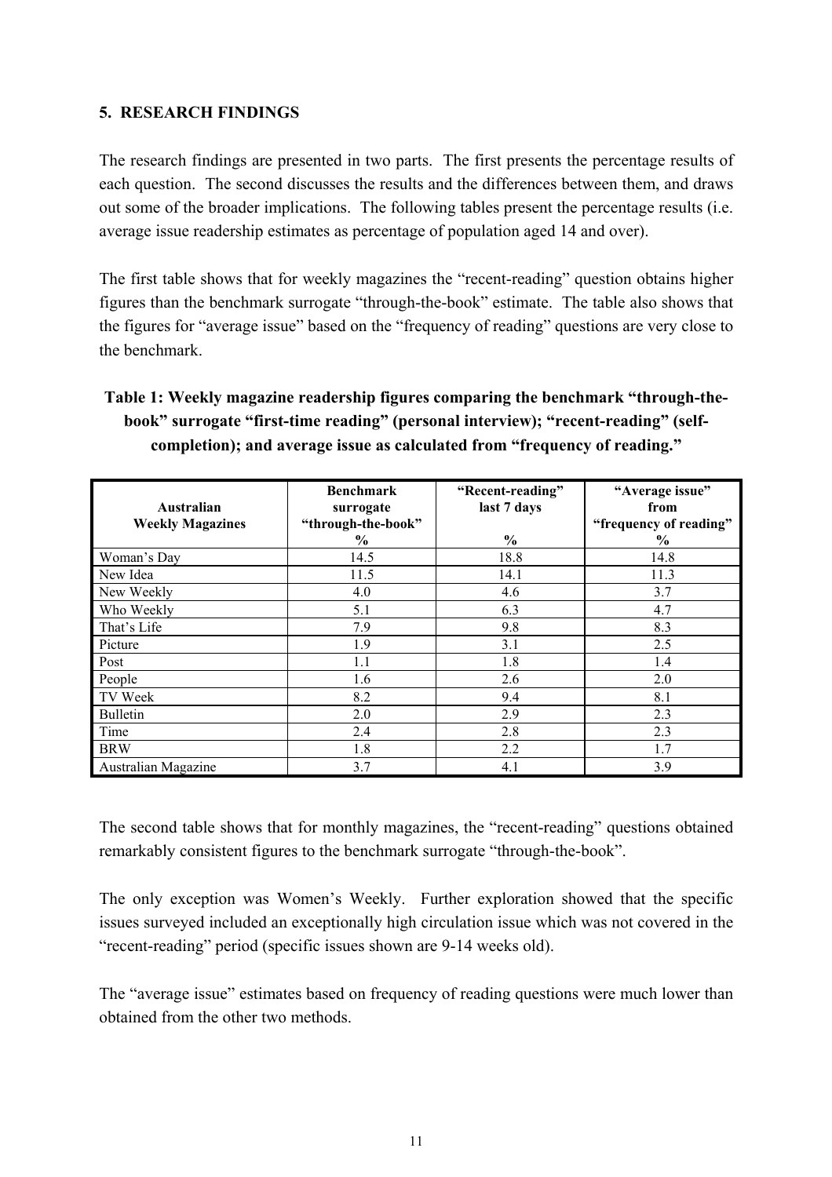## 5. RESEARCH FINDINGS

The research findings are presented in two parts. The first presents the percentage results of each question. The second discusses the results and the differences between them, and draws out some of the broader implications. The following tables present the percentage results (i.e. average issue readership estimates as percentage of population aged 14 and over).

The first table shows that for weekly magazines the "recent-reading" question obtains higher figures than the benchmark surrogate "through-the-book" estimate. The table also shows that the figures for "average issue" based on the "frequency of reading" questions are very close to the benchmark.

**Table 1: Weekly magazine readership figures comparing the benchmark "through-the-book" surrogate "first-time reading" (personal interview); "recent-reading" (self-completion); and average issue as calculated from "frequency of reading."**

| Australian Weekly Magazines | Benchmark surrogate "through-the-book" % | "Recent-reading" last 7 days % | "Average issue" from "frequency of reading" % |
|---|---|---|---|
| Woman's Day | 14.5 | 18.8 | 14.8 |
| New Idea | 11.5 | 14.1 | 11.3 |
| New Weekly | 4.0 | 4.6 | 3.7 |
| Who Weekly | 5.1 | 6.3 | 4.7 |
| That's Life | 7.9 | 9.8 | 8.3 |
| Picture | 1.9 | 3.1 | 2.5 |
| Post | 1.1 | 1.8 | 1.4 |
| People | 1.6 | 2.6 | 2.0 |
| TV Week | 8.2 | 9.4 | 8.1 |
| Bulletin | 2.0 | 2.9 | 2.3 |
| Time | 2.4 | 2.8 | 2.3 |
| BRW | 1.8 | 2.2 | 1.7 |
| Australian Magazine | 3.7 | 4.1 | 3.9 |

The second table shows that for monthly magazines, the "recent-reading" questions obtained remarkably consistent figures to the benchmark surrogate "through-the-book".

The only exception was Women's Weekly. Further exploration showed that the specific issues surveyed included an exceptionally high circulation issue which was not covered in the "recent-reading" period (specific issues shown are 9-14 weeks old).

The "average issue" estimates based on frequency of reading questions were much lower than obtained from the other two methods.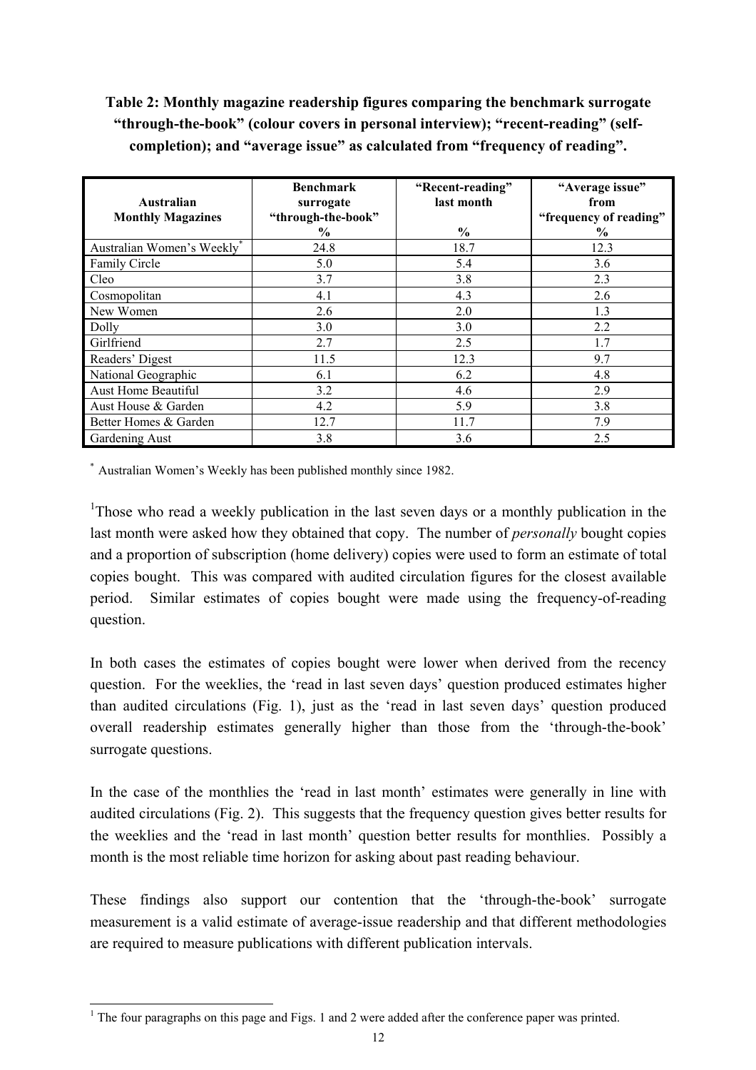**Table 2: Monthly magazine readership figures comparing the benchmark surrogate "through-the-book" (colour covers in personal interview); "recent-reading" (self-completion); and "average issue" as calculated from "frequency of reading".**

| Australian Monthly Magazines | Benchmark surrogate "through-the-book" % | "Recent-reading" last month % | "Average issue" from "frequency of reading" % |
|---|---|---|---|
| Australian Women's Weekly* | 24.8 | 18.7 | 12.3 |
| Family Circle | 5.0 | 5.4 | 3.6 |
| Cleo | 3.7 | 3.8 | 2.3 |
| Cosmopolitan | 4.1 | 4.3 | 2.6 |
| New Women | 2.6 | 2.0 | 1.3 |
| Dolly | 3.0 | 3.0 | 2.2 |
| Girlfriend | 2.7 | 2.5 | 1.7 |
| Readers' Digest | 11.5 | 12.3 | 9.7 |
| National Geographic | 6.1 | 6.2 | 4.8 |
| Aust Home Beautiful | 3.2 | 4.6 | 2.9 |
| Aust House & Garden | 4.2 | 5.9 | 3.8 |
| Better Homes & Garden | 12.7 | 11.7 | 7.9 |
| Gardening Aust | 3.8 | 3.6 | 2.5 |

* Australian Women's Weekly has been published monthly since 1982.

[1]Those who read a weekly publication in the last seven days or a monthly publication in the last month were asked how they obtained that copy. The number of *personally* bought copies and a proportion of subscription (home delivery) copies were used to form an estimate of total copies bought. This was compared with audited circulation figures for the closest available period. Similar estimates of copies bought were made using the frequency-of-reading question.

In both cases the estimates of copies bought were lower when derived from the recency question. For the weeklies, the 'read in last seven days' question produced estimates higher than audited circulations (Fig. 1), just as the 'read in last seven days' question produced overall readership estimates generally higher than those from the 'through-the-book' surrogate questions.

In the case of the monthlies the 'read in last month' estimates were generally in line with audited circulations (Fig. 2). This suggests that the frequency question gives better results for the weeklies and the 'read in last month' question better results for monthlies. Possibly a month is the most reliable time horizon for asking about past reading behaviour.

These findings also support our contention that the 'through-the-book' surrogate measurement is a valid estimate of average-issue readership and that different methodologies are required to measure publications with different publication intervals.

[1] The four paragraphs on this page and Figs. 1 and 2 were added after the conference paper was printed.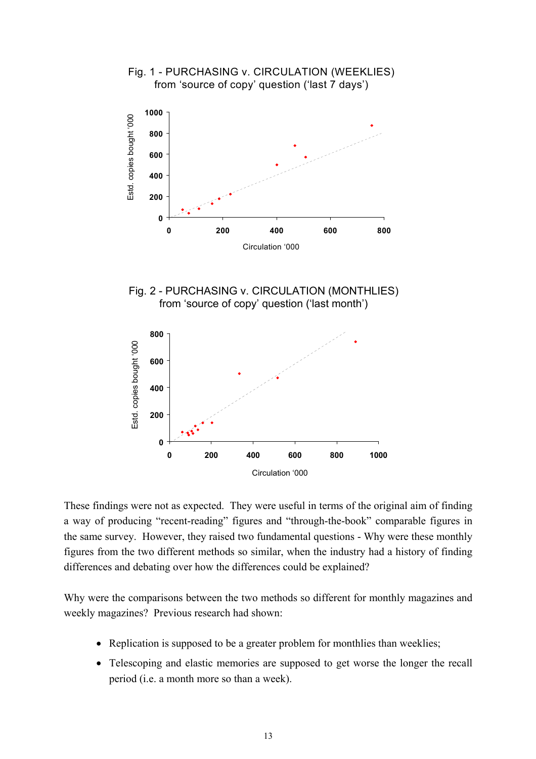Fig. 1 - PURCHASING v. CIRCULATION (WEEKLIES)
from 'source of copy' question ('last 7 days')

Fig. 2 - PURCHASING v. CIRCULATION (MONTHLIES)
from 'source of copy' question ('last month')

These findings were not as expected. They were useful in terms of the original aim of finding a way of producing "recent-reading" figures and "through-the-book" comparable figures in the same survey. However, they raised two fundamental questions - Why were these monthly figures from the two different methods so similar, when the industry had a history of finding differences and debating over how the differences could be explained?

Why were the comparisons between the two methods so different for monthly magazines and weekly magazines? Previous research had shown:

- Replication is supposed to be a greater problem for monthlies than weeklies;
- Telescoping and elastic memories are supposed to get worse the longer the recall period (i.e. a month more so than a week).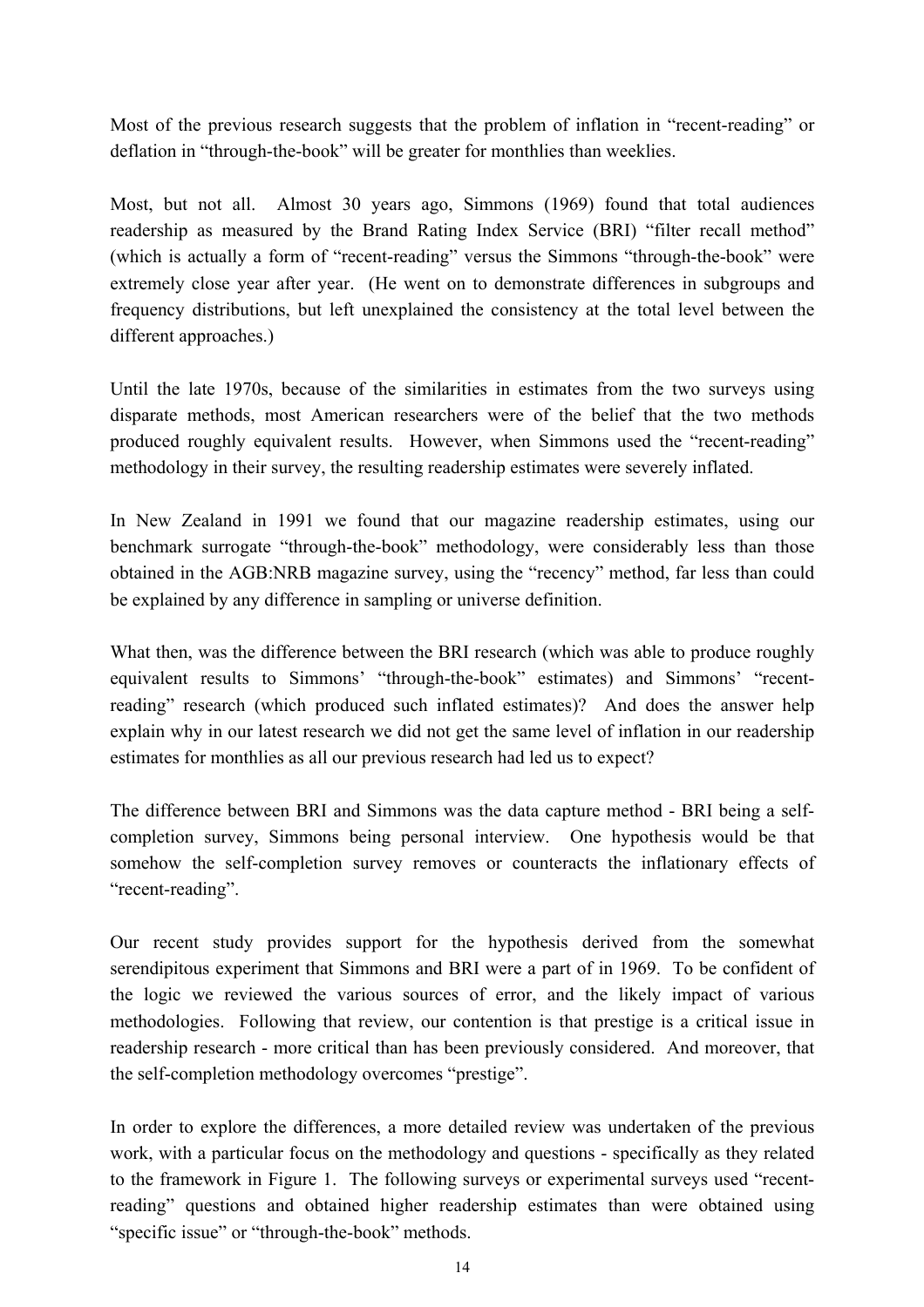Most of the previous research suggests that the problem of inflation in "recent-reading" or deflation in "through-the-book" will be greater for monthlies than weeklies.

Most, but not all. Almost 30 years ago, Simmons (1969) found that total audiences readership as measured by the Brand Rating Index Service (BRI) "filter recall method" (which is actually a form of "recent-reading" versus the Simmons "through-the-book" were extremely close year after year. (He went on to demonstrate differences in subgroups and frequency distributions, but left unexplained the consistency at the total level between the different approaches.)

Until the late 1970s, because of the similarities in estimates from the two surveys using disparate methods, most American researchers were of the belief that the two methods produced roughly equivalent results. However, when Simmons used the "recent-reading" methodology in their survey, the resulting readership estimates were severely inflated.

In New Zealand in 1991 we found that our magazine readership estimates, using our benchmark surrogate "through-the-book" methodology, were considerably less than those obtained in the AGB:NRB magazine survey, using the "recency" method, far less than could be explained by any difference in sampling or universe definition.

What then, was the difference between the BRI research (which was able to produce roughly equivalent results to Simmons' "through-the-book" estimates) and Simmons' "recent-reading" research (which produced such inflated estimates)? And does the answer help explain why in our latest research we did not get the same level of inflation in our readership estimates for monthlies as all our previous research had led us to expect?

The difference between BRI and Simmons was the data capture method - BRI being a self-completion survey, Simmons being personal interview. One hypothesis would be that somehow the self-completion survey removes or counteracts the inflationary effects of "recent-reading".

Our recent study provides support for the hypothesis derived from the somewhat serendipitous experiment that Simmons and BRI were a part of in 1969. To be confident of the logic we reviewed the various sources of error, and the likely impact of various methodologies. Following that review, our contention is that prestige is a critical issue in readership research - more critical than has been previously considered. And moreover, that the self-completion methodology overcomes "prestige".

In order to explore the differences, a more detailed review was undertaken of the previous work, with a particular focus on the methodology and questions - specifically as they related to the framework in Figure 1. The following surveys or experimental surveys used "recent-reading" questions and obtained higher readership estimates than were obtained using "specific issue" or "through-the-book" methods.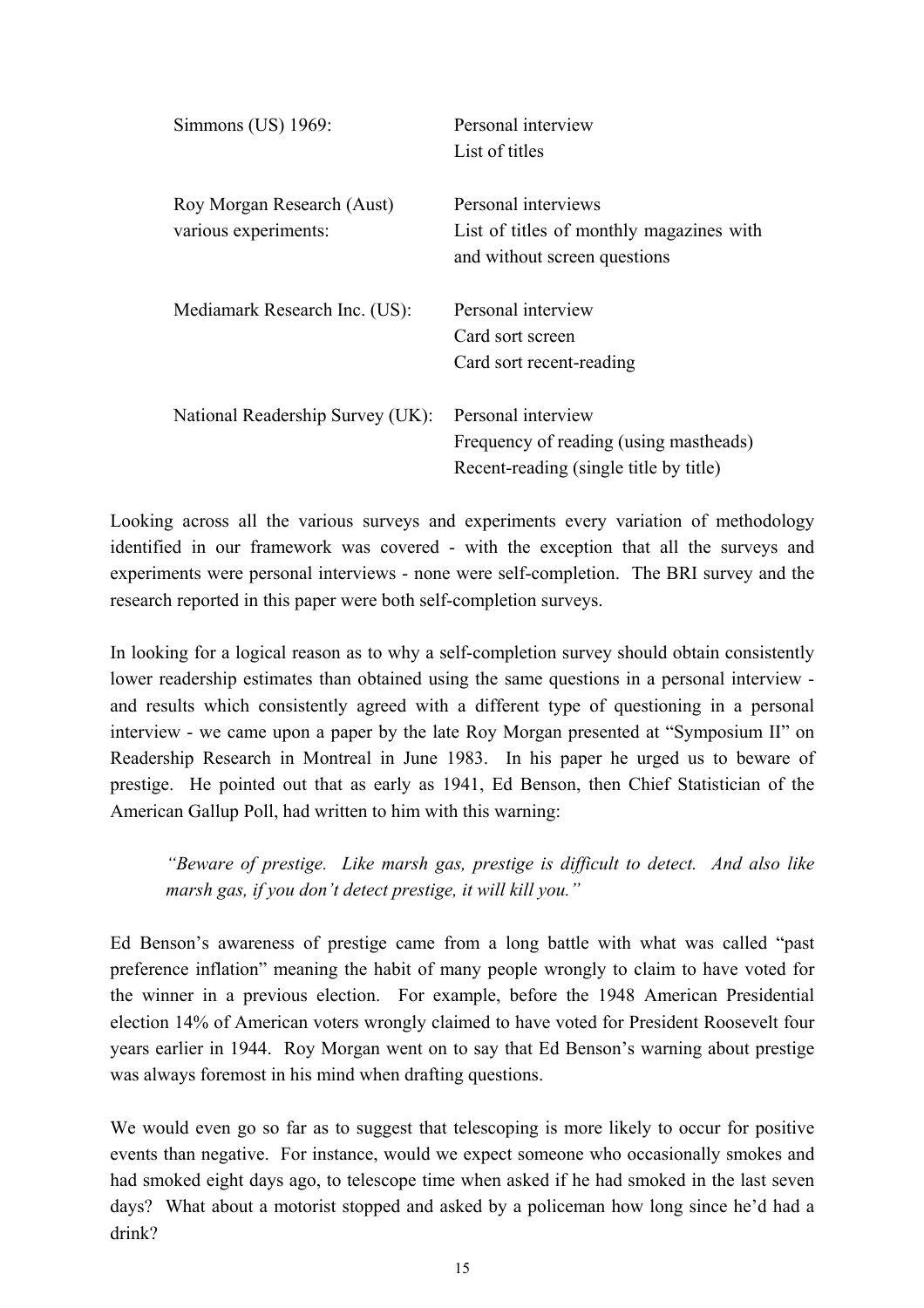| | |
|---|---|
| Simmons (US) 1969: | Personal interview<br>List of titles |
| Roy Morgan Research (Aust) various experiments: | Personal interviews<br>List of titles of monthly magazines with and without screen questions |
| Mediamark Research Inc. (US): | Personal interview<br>Card sort screen<br>Card sort recent-reading |
| National Readership Survey (UK): | Personal interview<br>Frequency of reading (using mastheads)<br>Recent-reading (single title by title) |

Looking across all the various surveys and experiments every variation of methodology identified in our framework was covered - with the exception that all the surveys and experiments were personal interviews - none were self-completion. The BRI survey and the research reported in this paper were both self-completion surveys.

In looking for a logical reason as to why a self-completion survey should obtain consistently lower readership estimates than obtained using the same questions in a personal interview - and results which consistently agreed with a different type of questioning in a personal interview - we came upon a paper by the late Roy Morgan presented at "Symposium II" on Readership Research in Montreal in June 1983. In his paper he urged us to beware of prestige. He pointed out that as early as 1941, Ed Benson, then Chief Statistician of the American Gallup Poll, had written to him with this warning:

> *"Beware of prestige. Like marsh gas, prestige is difficult to detect. And also like marsh gas, if you don't detect prestige, it will kill you."*

Ed Benson's awareness of prestige came from a long battle with what was called "past preference inflation" meaning the habit of many people wrongly to claim to have voted for the winner in a previous election. For example, before the 1948 American Presidential election 14% of American voters wrongly claimed to have voted for President Roosevelt four years earlier in 1944. Roy Morgan went on to say that Ed Benson's warning about prestige was always foremost in his mind when drafting questions.

We would even go so far as to suggest that telescoping is more likely to occur for positive events than negative. For instance, would we expect someone who occasionally smokes and had smoked eight days ago, to telescope time when asked if he had smoked in the last seven days? What about a motorist stopped and asked by a policeman how long since he'd had a drink?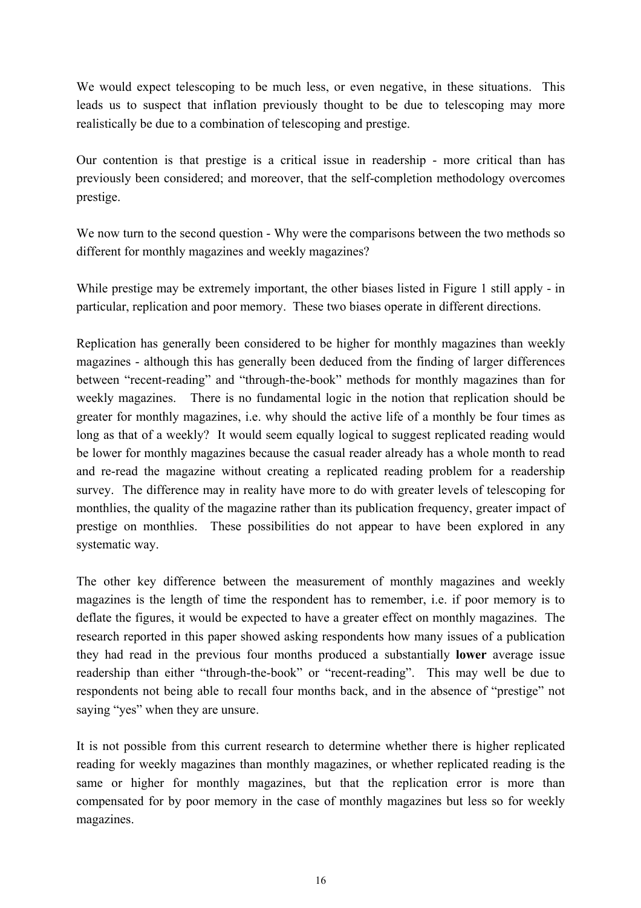We would expect telescoping to be much less, or even negative, in these situations. This leads us to suspect that inflation previously thought to be due to telescoping may more realistically be due to a combination of telescoping and prestige.

Our contention is that prestige is a critical issue in readership - more critical than has previously been considered; and moreover, that the self-completion methodology overcomes prestige.

We now turn to the second question - Why were the comparisons between the two methods so different for monthly magazines and weekly magazines?

While prestige may be extremely important, the other biases listed in Figure 1 still apply - in particular, replication and poor memory. These two biases operate in different directions.

Replication has generally been considered to be higher for monthly magazines than weekly magazines - although this has generally been deduced from the finding of larger differences between "recent-reading" and "through-the-book" methods for monthly magazines than for weekly magazines. There is no fundamental logic in the notion that replication should be greater for monthly magazines, i.e. why should the active life of a monthly be four times as long as that of a weekly? It would seem equally logical to suggest replicated reading would be lower for monthly magazines because the casual reader already has a whole month to read and re-read the magazine without creating a replicated reading problem for a readership survey. The difference may in reality have more to do with greater levels of telescoping for monthlies, the quality of the magazine rather than its publication frequency, greater impact of prestige on monthlies. These possibilities do not appear to have been explored in any systematic way.

The other key difference between the measurement of monthly magazines and weekly magazines is the length of time the respondent has to remember, i.e. if poor memory is to deflate the figures, it would be expected to have a greater effect on monthly magazines. The research reported in this paper showed asking respondents how many issues of a publication they had read in the previous four months produced a substantially **lower** average issue readership than either "through-the-book" or "recent-reading". This may well be due to respondents not being able to recall four months back, and in the absence of "prestige" not saying "yes" when they are unsure.

It is not possible from this current research to determine whether there is higher replicated reading for weekly magazines than monthly magazines, or whether replicated reading is the same or higher for monthly magazines, but that the replication error is more than compensated for by poor memory in the case of monthly magazines but less so for weekly magazines.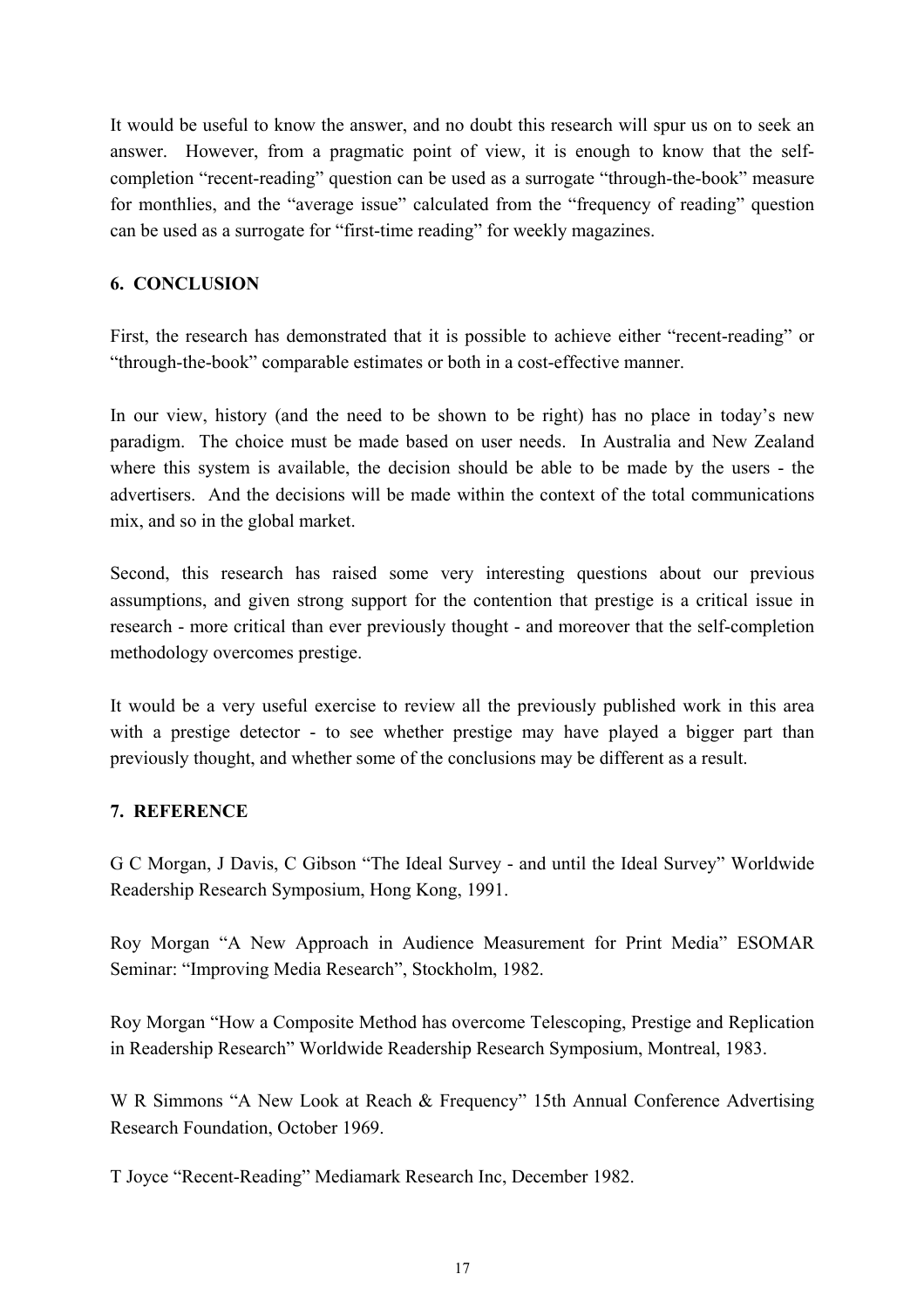It would be useful to know the answer, and no doubt this research will spur us on to seek an answer. However, from a pragmatic point of view, it is enough to know that the self-completion "recent-reading" question can be used as a surrogate "through-the-book" measure for monthlies, and the "average issue" calculated from the "frequency of reading" question can be used as a surrogate for "first-time reading" for weekly magazines.

## 6. CONCLUSION

First, the research has demonstrated that it is possible to achieve either "recent-reading" or "through-the-book" comparable estimates or both in a cost-effective manner.

In our view, history (and the need to be shown to be right) has no place in today's new paradigm. The choice must be made based on user needs. In Australia and New Zealand where this system is available, the decision should be able to be made by the users - the advertisers. And the decisions will be made within the context of the total communications mix, and so in the global market.

Second, this research has raised some very interesting questions about our previous assumptions, and given strong support for the contention that prestige is a critical issue in research - more critical than ever previously thought - and moreover that the self-completion methodology overcomes prestige.

It would be a very useful exercise to review all the previously published work in this area with a prestige detector - to see whether prestige may have played a bigger part than previously thought, and whether some of the conclusions may be different as a result.

## 7. REFERENCE

G C Morgan, J Davis, C Gibson "The Ideal Survey - and until the Ideal Survey" Worldwide Readership Research Symposium, Hong Kong, 1991.

Roy Morgan "A New Approach in Audience Measurement for Print Media" ESOMAR Seminar: "Improving Media Research", Stockholm, 1982.

Roy Morgan "How a Composite Method has overcome Telescoping, Prestige and Replication in Readership Research" Worldwide Readership Research Symposium, Montreal, 1983.

W R Simmons "A New Look at Reach & Frequency" 15th Annual Conference Advertising Research Foundation, October 1969.

T Joyce "Recent-Reading" Mediamark Research Inc, December 1982.